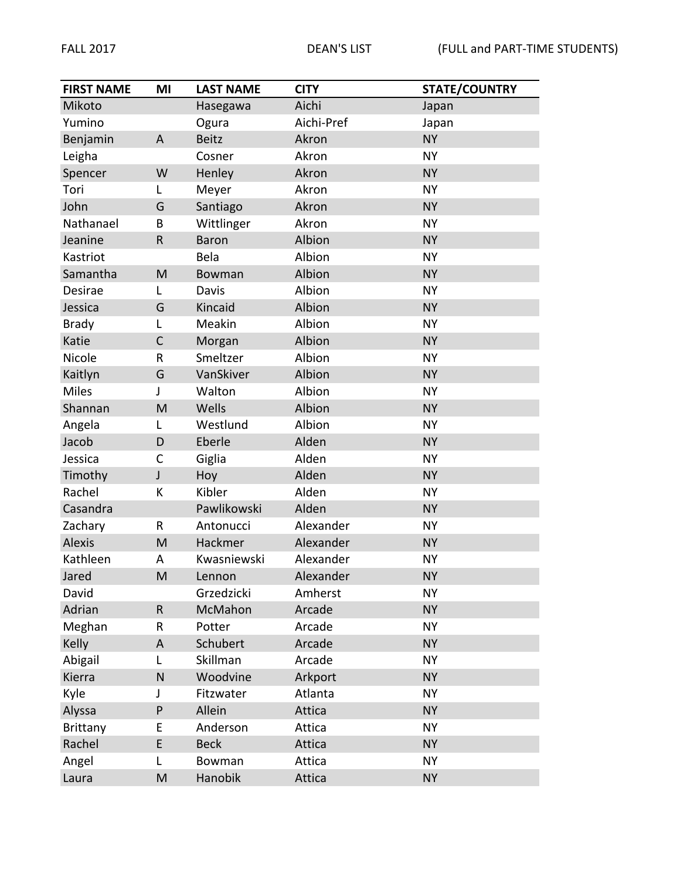FALL 2017 DEAN'S LIST (FULL and PART-TIME STUDENTS)

| FIRST NAME | MI | LAST NAME | CITY | STATE/COUNTRY |
|---|---|---|---|---|
| Mikoto | | Hasegawa | Aichi | Japan |
| Yumino | | Ogura | Aichi-Pref | Japan |
| Benjamin | A | Beitz | Akron | NY |
| Leigha | | Cosner | Akron | NY |
| Spencer | W | Henley | Akron | NY |
| Tori | L | Meyer | Akron | NY |
| John | G | Santiago | Akron | NY |
| Nathanael | B | Wittlinger | Akron | NY |
| Jeanine | R | Baron | Albion | NY |
| Kastriot | | Bela | Albion | NY |
| Samantha | M | Bowman | Albion | NY |
| Desirae | L | Davis | Albion | NY |
| Jessica | G | Kincaid | Albion | NY |
| Brady | L | Meakin | Albion | NY |
| Katie | C | Morgan | Albion | NY |
| Nicole | R | Smeltzer | Albion | NY |
| Kaitlyn | G | VanSkiver | Albion | NY |
| Miles | J | Walton | Albion | NY |
| Shannan | M | Wells | Albion | NY |
| Angela | L | Westlund | Albion | NY |
| Jacob | D | Eberle | Alden | NY |
| Jessica | C | Giglia | Alden | NY |
| Timothy | J | Hoy | Alden | NY |
| Rachel | K | Kibler | Alden | NY |
| Casandra | | Pawlikowski | Alden | NY |
| Zachary | R | Antonucci | Alexander | NY |
| Alexis | M | Hackmer | Alexander | NY |
| Kathleen | A | Kwasniewski | Alexander | NY |
| Jared | M | Lennon | Alexander | NY |
| David | | Grzedzicki | Amherst | NY |
| Adrian | R | McMahon | Arcade | NY |
| Meghan | R | Potter | Arcade | NY |
| Kelly | A | Schubert | Arcade | NY |
| Abigail | L | Skillman | Arcade | NY |
| Kierra | N | Woodvine | Arkport | NY |
| Kyle | J | Fitzwater | Atlanta | NY |
| Alyssa | P | Allein | Attica | NY |
| Brittany | E | Anderson | Attica | NY |
| Rachel | E | Beck | Attica | NY |
| Angel | L | Bowman | Attica | NY |
| Laura | M | Hanobik | Attica | NY |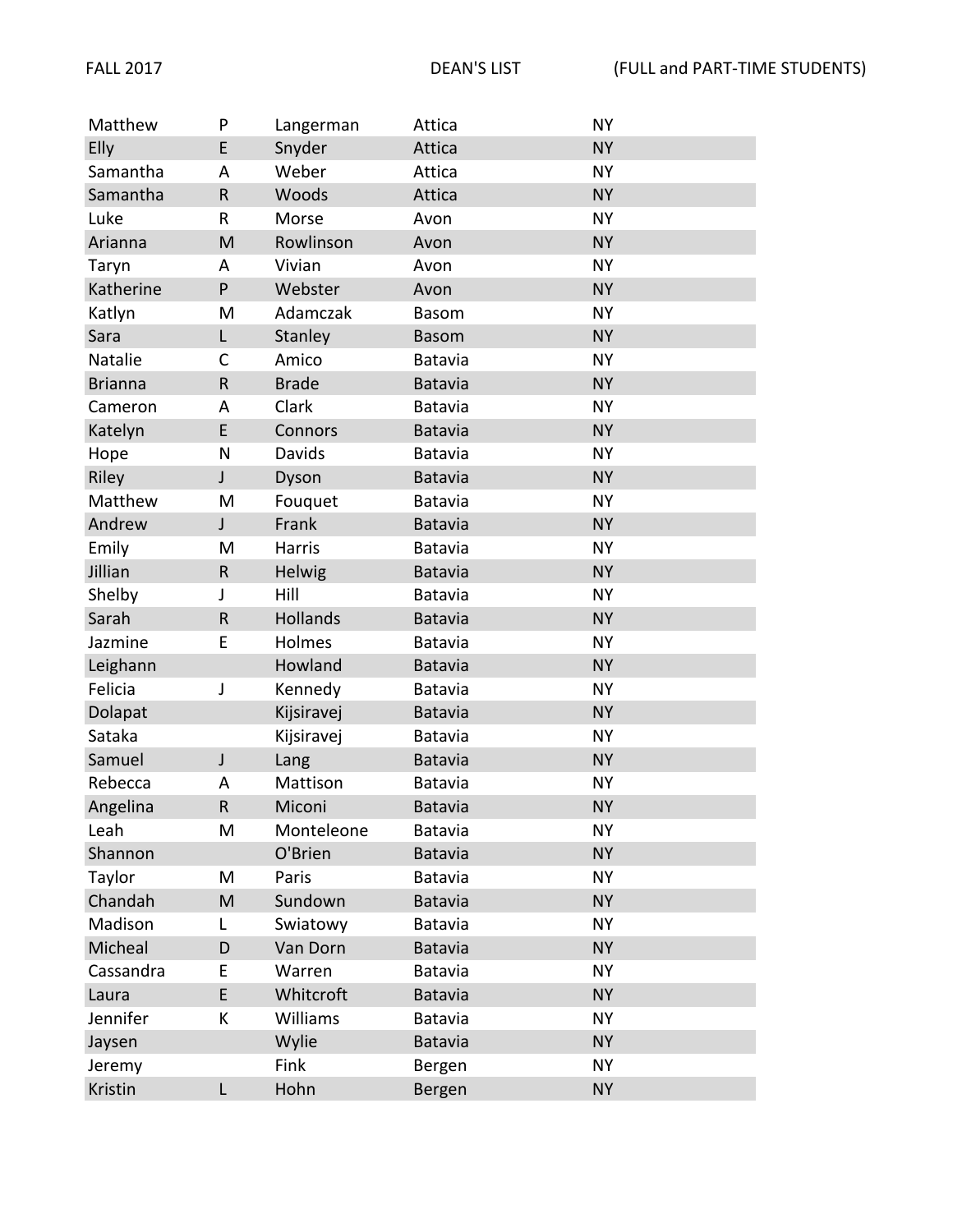FALL 2017 DEAN'S LIST (FULL and PART-TIME STUDENTS)

| | | | | |
|---|---|---|---|---|
| Matthew | P | Langerman | Attica | NY |
| Elly | E | Snyder | Attica | NY |
| Samantha | A | Weber | Attica | NY |
| Samantha | R | Woods | Attica | NY |
| Luke | R | Morse | Avon | NY |
| Arianna | M | Rowlinson | Avon | NY |
| Taryn | A | Vivian | Avon | NY |
| Katherine | P | Webster | Avon | NY |
| Katlyn | M | Adamczak | Basom | NY |
| Sara | L | Stanley | Basom | NY |
| Natalie | C | Amico | Batavia | NY |
| Brianna | R | Brade | Batavia | NY |
| Cameron | A | Clark | Batavia | NY |
| Katelyn | E | Connors | Batavia | NY |
| Hope | N | Davids | Batavia | NY |
| Riley | J | Dyson | Batavia | NY |
| Matthew | M | Fouquet | Batavia | NY |
| Andrew | J | Frank | Batavia | NY |
| Emily | M | Harris | Batavia | NY |
| Jillian | R | Helwig | Batavia | NY |
| Shelby | J | Hill | Batavia | NY |
| Sarah | R | Hollands | Batavia | NY |
| Jazmine | E | Holmes | Batavia | NY |
| Leighann | | Howland | Batavia | NY |
| Felicia | J | Kennedy | Batavia | NY |
| Dolapat | | Kijsiravej | Batavia | NY |
| Sataka | | Kijsiravej | Batavia | NY |
| Samuel | J | Lang | Batavia | NY |
| Rebecca | A | Mattison | Batavia | NY |
| Angelina | R | Miconi | Batavia | NY |
| Leah | M | Monteleone | Batavia | NY |
| Shannon | | O'Brien | Batavia | NY |
| Taylor | M | Paris | Batavia | NY |
| Chandah | M | Sundown | Batavia | NY |
| Madison | L | Swiatowy | Batavia | NY |
| Micheal | D | Van Dorn | Batavia | NY |
| Cassandra | E | Warren | Batavia | NY |
| Laura | E | Whitcroft | Batavia | NY |
| Jennifer | K | Williams | Batavia | NY |
| Jaysen | | Wylie | Batavia | NY |
| Jeremy | | Fink | Bergen | NY |
| Kristin | L | Hohn | Bergen | NY |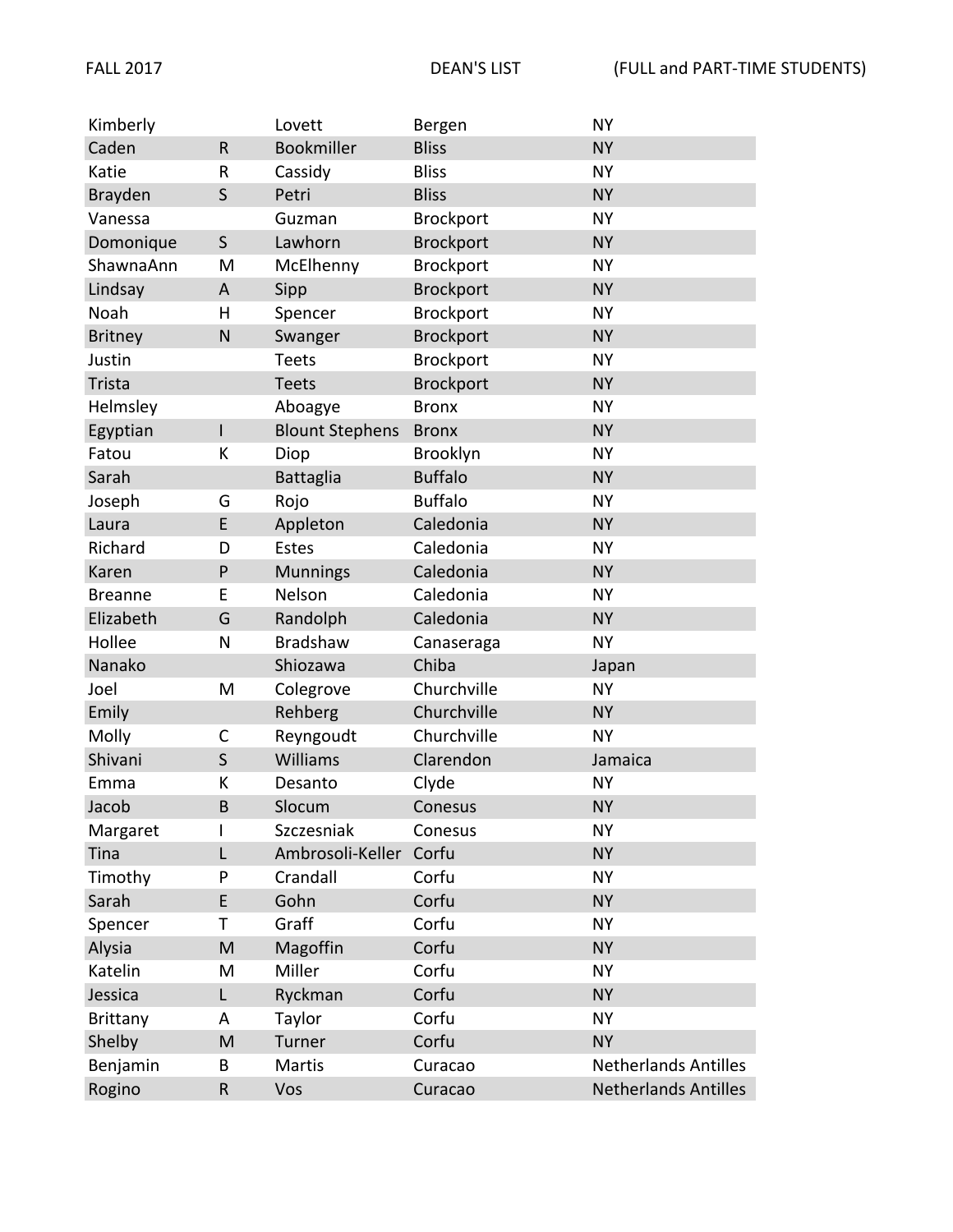FALL 2017 DEAN'S LIST (FULL and PART-TIME STUDENTS)

| | | | | |
|---|---|---|---|---|
| Kimberly | | Lovett | Bergen | NY |
| Caden | R | Bookmiller | Bliss | NY |
| Katie | R | Cassidy | Bliss | NY |
| Brayden | S | Petri | Bliss | NY |
| Vanessa | | Guzman | Brockport | NY |
| Domonique | S | Lawhorn | Brockport | NY |
| ShawnaAnn | M | McElhenny | Brockport | NY |
| Lindsay | A | Sipp | Brockport | NY |
| Noah | H | Spencer | Brockport | NY |
| Britney | N | Swanger | Brockport | NY |
| Justin | | Teets | Brockport | NY |
| Trista | | Teets | Brockport | NY |
| Helmsley | | Aboagye | Bronx | NY |
| Egyptian | I | Blount Stephens | Bronx | NY |
| Fatou | K | Diop | Brooklyn | NY |
| Sarah | | Battaglia | Buffalo | NY |
| Joseph | G | Rojo | Buffalo | NY |
| Laura | E | Appleton | Caledonia | NY |
| Richard | D | Estes | Caledonia | NY |
| Karen | P | Munnings | Caledonia | NY |
| Breanne | E | Nelson | Caledonia | NY |
| Elizabeth | G | Randolph | Caledonia | NY |
| Hollee | N | Bradshaw | Canaseraga | NY |
| Nanako | | Shiozawa | Chiba | Japan |
| Joel | M | Colegrove | Churchville | NY |
| Emily | | Rehberg | Churchville | NY |
| Molly | C | Reyngoudt | Churchville | NY |
| Shivani | S | Williams | Clarendon | Jamaica |
| Emma | K | Desanto | Clyde | NY |
| Jacob | B | Slocum | Conesus | NY |
| Margaret | I | Szczesniak | Conesus | NY |
| Tina | L | Ambrosoli-Keller | Corfu | NY |
| Timothy | P | Crandall | Corfu | NY |
| Sarah | E | Gohn | Corfu | NY |
| Spencer | T | Graff | Corfu | NY |
| Alysia | M | Magoffin | Corfu | NY |
| Katelin | M | Miller | Corfu | NY |
| Jessica | L | Ryckman | Corfu | NY |
| Brittany | A | Taylor | Corfu | NY |
| Shelby | M | Turner | Corfu | NY |
| Benjamin | B | Martis | Curacao | Netherlands Antilles |
| Rogino | R | Vos | Curacao | Netherlands Antilles |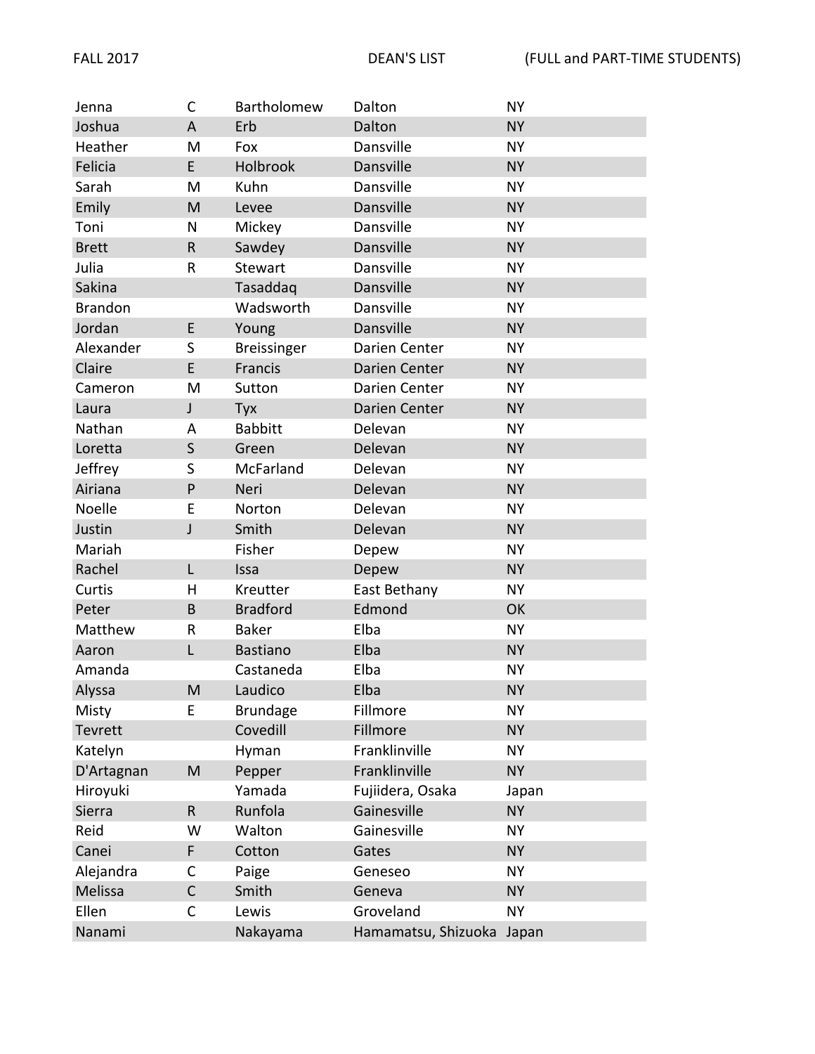FALL 2017 DEAN'S LIST (FULL and PART-TIME STUDENTS)

| | | | | |
|---|---|---|---|---|
| Jenna | C | Bartholomew | Dalton | NY |
| Joshua | A | Erb | Dalton | NY |
| Heather | M | Fox | Dansville | NY |
| Felicia | E | Holbrook | Dansville | NY |
| Sarah | M | Kuhn | Dansville | NY |
| Emily | M | Levee | Dansville | NY |
| Toni | N | Mickey | Dansville | NY |
| Brett | R | Sawdey | Dansville | NY |
| Julia | R | Stewart | Dansville | NY |
| Sakina | | Tasaddaq | Dansville | NY |
| Brandon | | Wadsworth | Dansville | NY |
| Jordan | E | Young | Dansville | NY |
| Alexander | S | Breissinger | Darien Center | NY |
| Claire | E | Francis | Darien Center | NY |
| Cameron | M | Sutton | Darien Center | NY |
| Laura | J | Tyx | Darien Center | NY |
| Nathan | A | Babbitt | Delevan | NY |
| Loretta | S | Green | Delevan | NY |
| Jeffrey | S | McFarland | Delevan | NY |
| Airiana | P | Neri | Delevan | NY |
| Noelle | E | Norton | Delevan | NY |
| Justin | J | Smith | Delevan | NY |
| Mariah | | Fisher | Depew | NY |
| Rachel | L | Issa | Depew | NY |
| Curtis | H | Kreutter | East Bethany | NY |
| Peter | B | Bradford | Edmond | OK |
| Matthew | R | Baker | Elba | NY |
| Aaron | L | Bastiano | Elba | NY |
| Amanda | | Castaneda | Elba | NY |
| Alyssa | M | Laudico | Elba | NY |
| Misty | E | Brundage | Fillmore | NY |
| Tevrett | | Covedill | Fillmore | NY |
| Katelyn | | Hyman | Franklinville | NY |
| D'Artagnan | M | Pepper | Franklinville | NY |
| Hiroyuki | | Yamada | Fujiidera, Osaka | Japan |
| Sierra | R | Runfola | Gainesville | NY |
| Reid | W | Walton | Gainesville | NY |
| Canei | F | Cotton | Gates | NY |
| Alejandra | C | Paige | Geneseo | NY |
| Melissa | C | Smith | Geneva | NY |
| Ellen | C | Lewis | Groveland | NY |
| Nanami | | Nakayama | Hamamatsu, Shizuoka | Japan |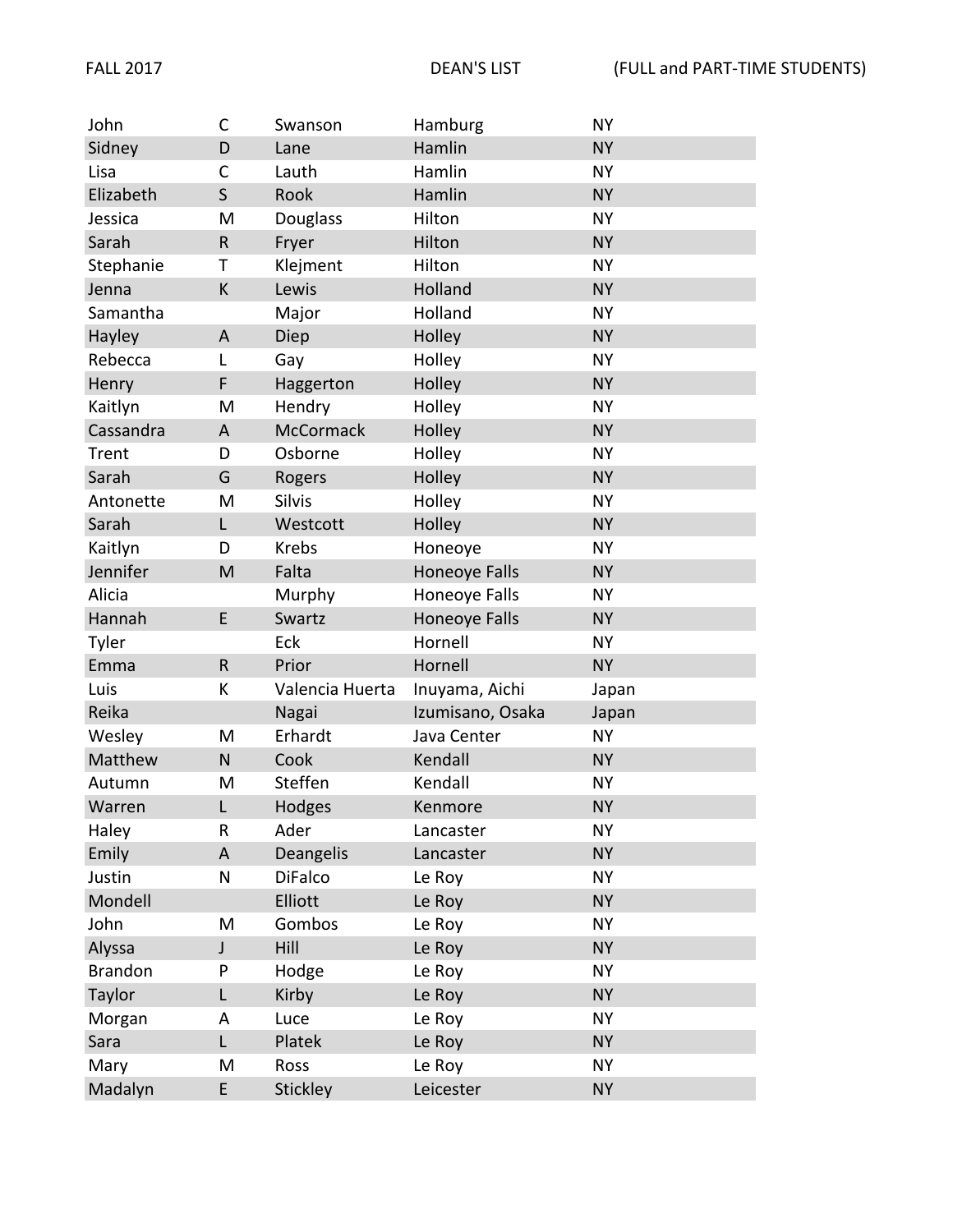| | | | | |
|---|---|---|---|---|
| John | C | Swanson | Hamburg | NY |
| Sidney | D | Lane | Hamlin | NY |
| Lisa | C | Lauth | Hamlin | NY |
| Elizabeth | S | Rook | Hamlin | NY |
| Jessica | M | Douglass | Hilton | NY |
| Sarah | R | Fryer | Hilton | NY |
| Stephanie | T | Klejment | Hilton | NY |
| Jenna | K | Lewis | Holland | NY |
| Samantha | | Major | Holland | NY |
| Hayley | A | Diep | Holley | NY |
| Rebecca | L | Gay | Holley | NY |
| Henry | F | Haggerton | Holley | NY |
| Kaitlyn | M | Hendry | Holley | NY |
| Cassandra | A | McCormack | Holley | NY |
| Trent | D | Osborne | Holley | NY |
| Sarah | G | Rogers | Holley | NY |
| Antonette | M | Silvis | Holley | NY |
| Sarah | L | Westcott | Holley | NY |
| Kaitlyn | D | Krebs | Honeoye | NY |
| Jennifer | M | Falta | Honeoye Falls | NY |
| Alicia | | Murphy | Honeoye Falls | NY |
| Hannah | E | Swartz | Honeoye Falls | NY |
| Tyler | | Eck | Hornell | NY |
| Emma | R | Prior | Hornell | NY |
| Luis | K | Valencia Huerta | Inuyama, Aichi | Japan |
| Reika | | Nagai | Izumisano, Osaka | Japan |
| Wesley | M | Erhardt | Java Center | NY |
| Matthew | N | Cook | Kendall | NY |
| Autumn | M | Steffen | Kendall | NY |
| Warren | L | Hodges | Kenmore | NY |
| Haley | R | Ader | Lancaster | NY |
| Emily | A | Deangelis | Lancaster | NY |
| Justin | N | DiFalco | Le Roy | NY |
| Mondell | | Elliott | Le Roy | NY |
| John | M | Gombos | Le Roy | NY |
| Alyssa | J | Hill | Le Roy | NY |
| Brandon | P | Hodge | Le Roy | NY |
| Taylor | L | Kirby | Le Roy | NY |
| Morgan | A | Luce | Le Roy | NY |
| Sara | L | Platek | Le Roy | NY |
| Mary | M | Ross | Le Roy | NY |
| Madalyn | E | Stickley | Leicester | NY |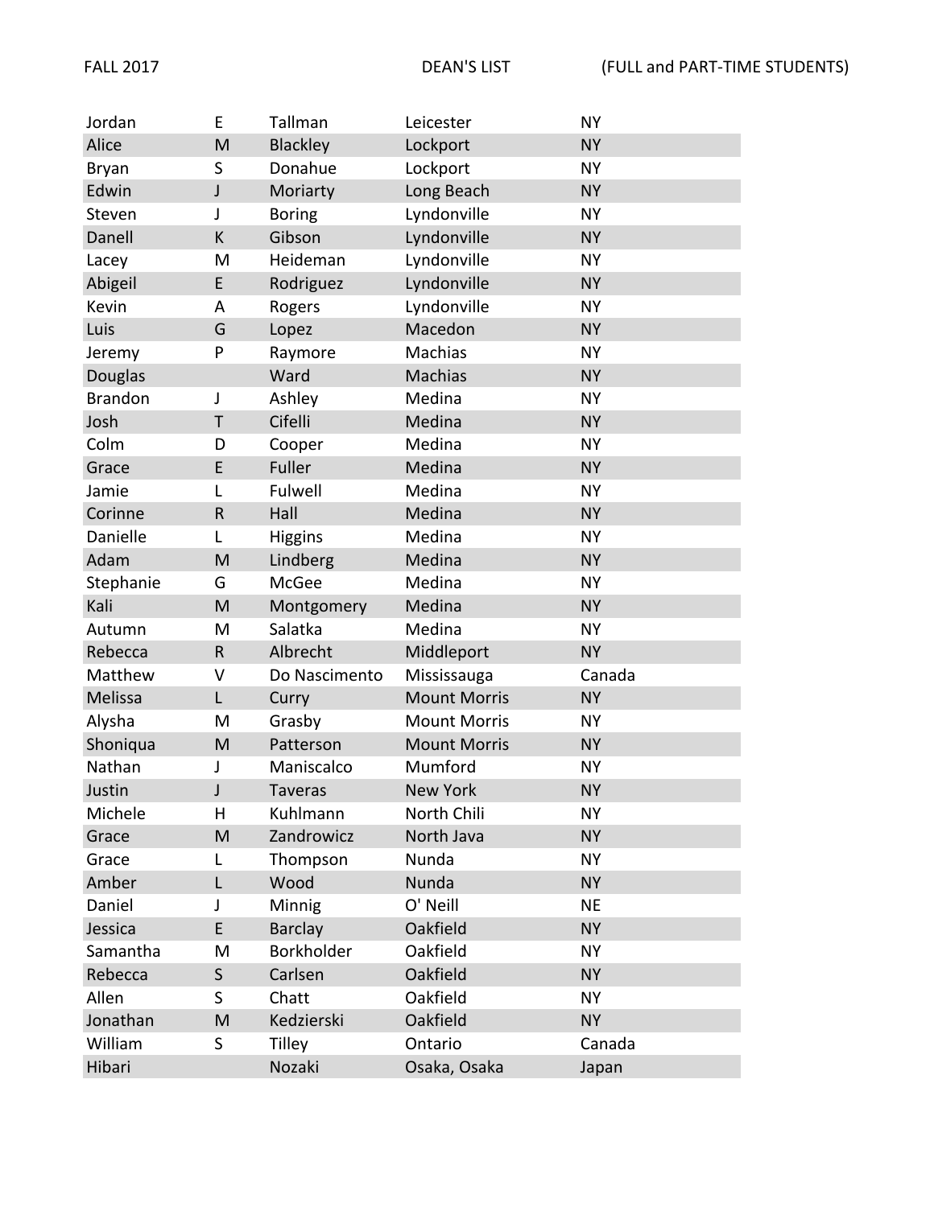| Jordan | E | Tallman | Leicester | NY |
|---|---|---|---|---|
| Alice | M | Blackley | Lockport | NY |
| Bryan | S | Donahue | Lockport | NY |
| Edwin | J | Moriarty | Long Beach | NY |
| Steven | J | Boring | Lyndonville | NY |
| Danell | K | Gibson | Lyndonville | NY |
| Lacey | M | Heideman | Lyndonville | NY |
| Abigeil | E | Rodriguez | Lyndonville | NY |
| Kevin | A | Rogers | Lyndonville | NY |
| Luis | G | Lopez | Macedon | NY |
| Jeremy | P | Raymore | Machias | NY |
| Douglas | | Ward | Machias | NY |
| Brandon | J | Ashley | Medina | NY |
| Josh | T | Cifelli | Medina | NY |
| Colm | D | Cooper | Medina | NY |
| Grace | E | Fuller | Medina | NY |
| Jamie | L | Fulwell | Medina | NY |
| Corinne | R | Hall | Medina | NY |
| Danielle | L | Higgins | Medina | NY |
| Adam | M | Lindberg | Medina | NY |
| Stephanie | G | McGee | Medina | NY |
| Kali | M | Montgomery | Medina | NY |
| Autumn | M | Salatka | Medina | NY |
| Rebecca | R | Albrecht | Middleport | NY |
| Matthew | V | Do Nascimento | Mississauga | Canada |
| Melissa | L | Curry | Mount Morris | NY |
| Alysha | M | Grasby | Mount Morris | NY |
| Shoniqua | M | Patterson | Mount Morris | NY |
| Nathan | J | Maniscalco | Mumford | NY |
| Justin | J | Taveras | New York | NY |
| Michele | H | Kuhlmann | North Chili | NY |
| Grace | M | Zandrowicz | North Java | NY |
| Grace | L | Thompson | Nunda | NY |
| Amber | L | Wood | Nunda | NY |
| Daniel | J | Minnig | O' Neill | NE |
| Jessica | E | Barclay | Oakfield | NY |
| Samantha | M | Borkholder | Oakfield | NY |
| Rebecca | S | Carlsen | Oakfield | NY |
| Allen | S | Chatt | Oakfield | NY |
| Jonathan | M | Kedzierski | Oakfield | NY |
| William | S | Tilley | Ontario | Canada |
| Hibari | | Nozaki | Osaka, Osaka | Japan |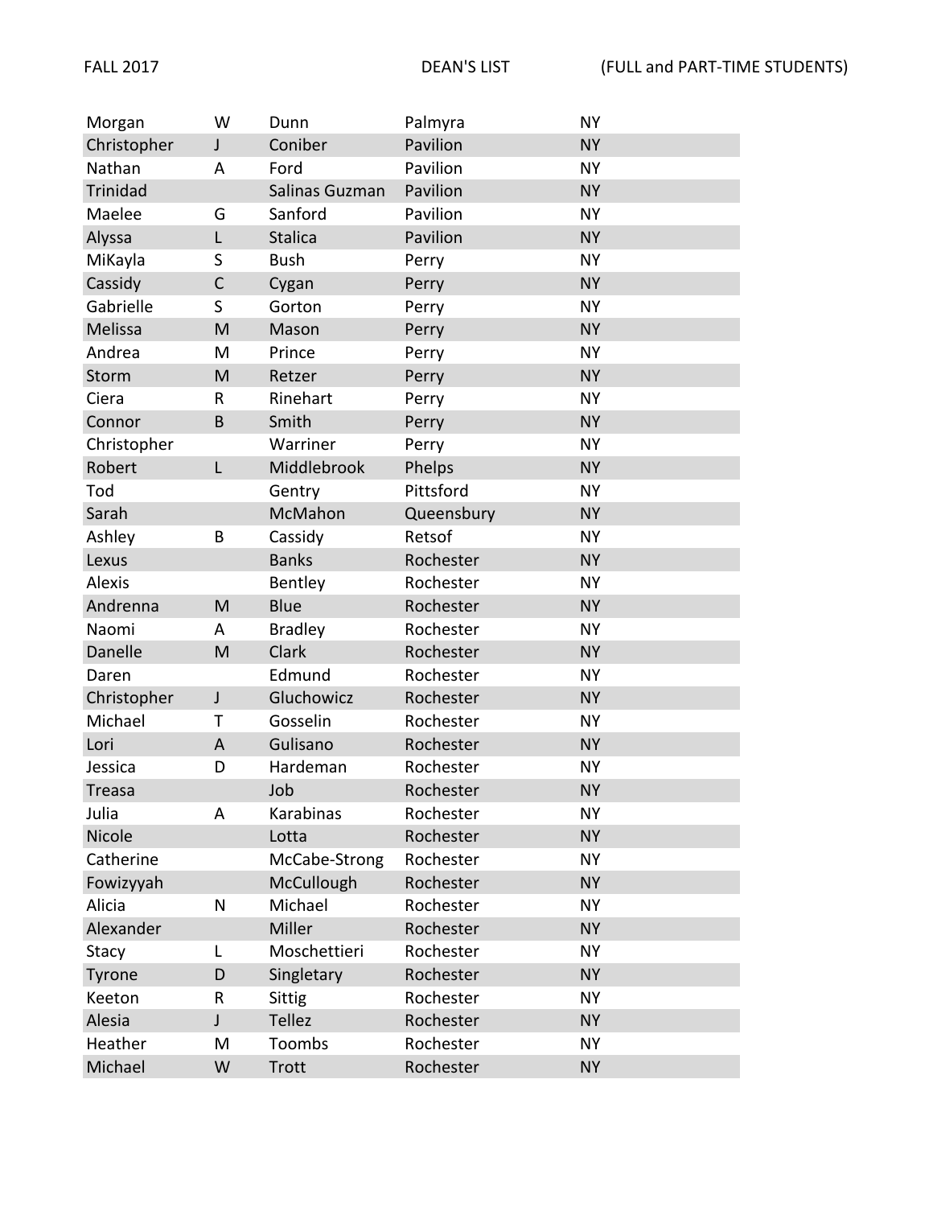FALL 2017 DEAN'S LIST (FULL and PART-TIME STUDENTS)

| | | | | |
|---|---|---|---|---|
| Morgan | W | Dunn | Palmyra | NY |
| Christopher | J | Coniber | Pavilion | NY |
| Nathan | A | Ford | Pavilion | NY |
| Trinidad | | Salinas Guzman | Pavilion | NY |
| Maelee | G | Sanford | Pavilion | NY |
| Alyssa | L | Stalica | Pavilion | NY |
| MiKayla | S | Bush | Perry | NY |
| Cassidy | C | Cygan | Perry | NY |
| Gabrielle | S | Gorton | Perry | NY |
| Melissa | M | Mason | Perry | NY |
| Andrea | M | Prince | Perry | NY |
| Storm | M | Retzer | Perry | NY |
| Ciera | R | Rinehart | Perry | NY |
| Connor | B | Smith | Perry | NY |
| Christopher | | Warriner | Perry | NY |
| Robert | L | Middlebrook | Phelps | NY |
| Tod | | Gentry | Pittsford | NY |
| Sarah | | McMahon | Queensbury | NY |
| Ashley | B | Cassidy | Retsof | NY |
| Lexus | | Banks | Rochester | NY |
| Alexis | | Bentley | Rochester | NY |
| Andrenna | M | Blue | Rochester | NY |
| Naomi | A | Bradley | Rochester | NY |
| Danelle | M | Clark | Rochester | NY |
| Daren | | Edmund | Rochester | NY |
| Christopher | J | Gluchowicz | Rochester | NY |
| Michael | T | Gosselin | Rochester | NY |
| Lori | A | Gulisano | Rochester | NY |
| Jessica | D | Hardeman | Rochester | NY |
| Treasa | | Job | Rochester | NY |
| Julia | A | Karabinas | Rochester | NY |
| Nicole | | Lotta | Rochester | NY |
| Catherine | | McCabe-Strong | Rochester | NY |
| Fowizyyah | | McCullough | Rochester | NY |
| Alicia | N | Michael | Rochester | NY |
| Alexander | | Miller | Rochester | NY |
| Stacy | L | Moschettieri | Rochester | NY |
| Tyrone | D | Singletary | Rochester | NY |
| Keeton | R | Sittig | Rochester | NY |
| Alesia | J | Tellez | Rochester | NY |
| Heather | M | Toombs | Rochester | NY |
| Michael | W | Trott | Rochester | NY |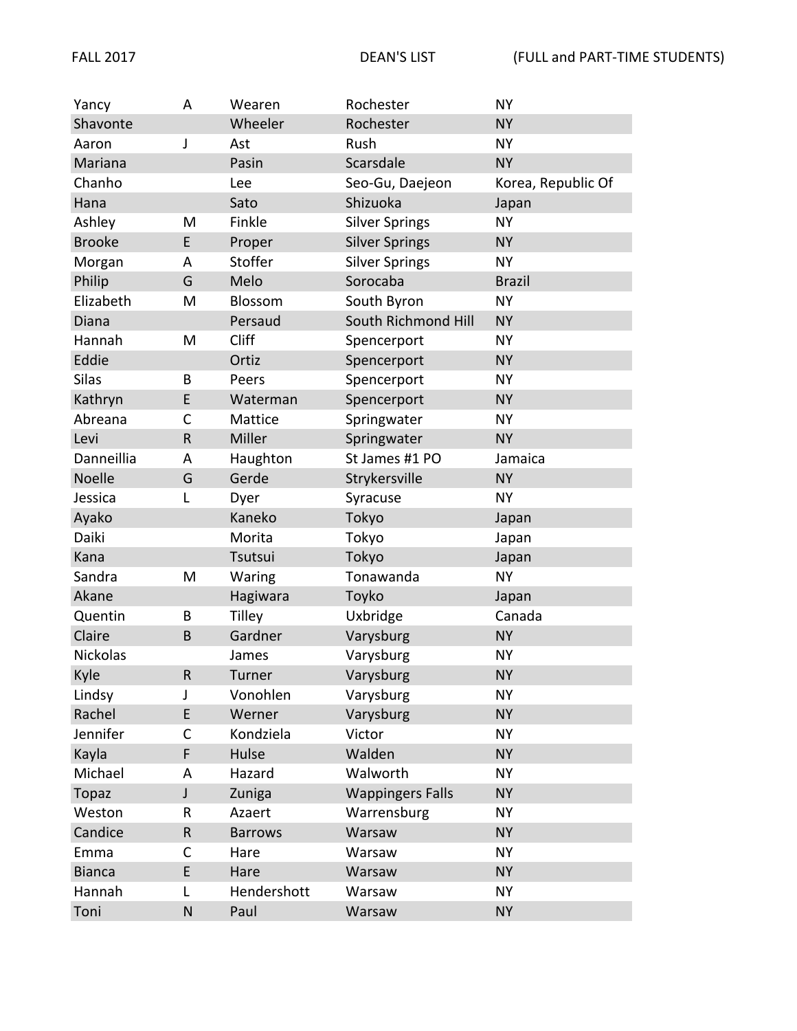FALL 2017 DEAN'S LIST (FULL and PART-TIME STUDENTS)

| | | | | |
|---|---|---|---|---|
| Yancy | A | Wearen | Rochester | NY |
| Shavonte | | Wheeler | Rochester | NY |
| Aaron | J | Ast | Rush | NY |
| Mariana | | Pasin | Scarsdale | NY |
| Chanho | | Lee | Seo-Gu, Daejeon | Korea, Republic Of |
| Hana | | Sato | Shizuoka | Japan |
| Ashley | M | Finkle | Silver Springs | NY |
| Brooke | E | Proper | Silver Springs | NY |
| Morgan | A | Stoffer | Silver Springs | NY |
| Philip | G | Melo | Sorocaba | Brazil |
| Elizabeth | M | Blossom | South Byron | NY |
| Diana | | Persaud | South Richmond Hill | NY |
| Hannah | M | Cliff | Spencerport | NY |
| Eddie | | Ortiz | Spencerport | NY |
| Silas | B | Peers | Spencerport | NY |
| Kathryn | E | Waterman | Spencerport | NY |
| Abreana | C | Mattice | Springwater | NY |
| Levi | R | Miller | Springwater | NY |
| Danneillia | A | Haughton | St James #1 PO | Jamaica |
| Noelle | G | Gerde | Strykersville | NY |
| Jessica | L | Dyer | Syracuse | NY |
| Ayako | | Kaneko | Tokyo | Japan |
| Daiki | | Morita | Tokyo | Japan |
| Kana | | Tsutsui | Tokyo | Japan |
| Sandra | M | Waring | Tonawanda | NY |
| Akane | | Hagiwara | Toyko | Japan |
| Quentin | B | Tilley | Uxbridge | Canada |
| Claire | B | Gardner | Varysburg | NY |
| Nickolas | | James | Varysburg | NY |
| Kyle | R | Turner | Varysburg | NY |
| Lindsy | J | Vonohlen | Varysburg | NY |
| Rachel | E | Werner | Varysburg | NY |
| Jennifer | C | Kondziela | Victor | NY |
| Kayla | F | Hulse | Walden | NY |
| Michael | A | Hazard | Walworth | NY |
| Topaz | J | Zuniga | Wappingers Falls | NY |
| Weston | R | Azaert | Warrensburg | NY |
| Candice | R | Barrows | Warsaw | NY |
| Emma | C | Hare | Warsaw | NY |
| Bianca | E | Hare | Warsaw | NY |
| Hannah | L | Hendershott | Warsaw | NY |
| Toni | N | Paul | Warsaw | NY |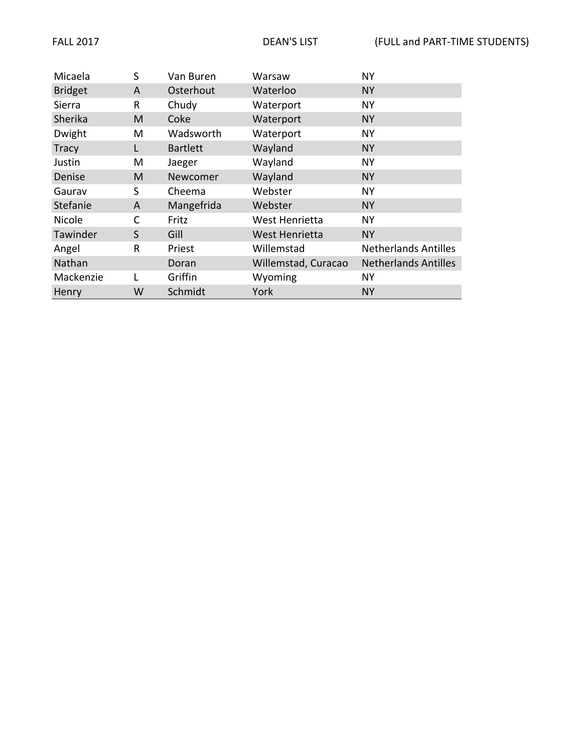| | | | | |
|---|---|---|---|---|
| Micaela | S | Van Buren | Warsaw | NY |
| Bridget | A | Osterhout | Waterloo | NY |
| Sierra | R | Chudy | Waterport | NY |
| Sherika | M | Coke | Waterport | NY |
| Dwight | M | Wadsworth | Waterport | NY |
| Tracy | L | Bartlett | Wayland | NY |
| Justin | M | Jaeger | Wayland | NY |
| Denise | M | Newcomer | Wayland | NY |
| Gaurav | S | Cheema | Webster | NY |
| Stefanie | A | Mangefrida | Webster | NY |
| Nicole | C | Fritz | West Henrietta | NY |
| Tawinder | S | Gill | West Henrietta | NY |
| Angel | R | Priest | Willemstad | Netherlands Antilles |
| Nathan | | Doran | Willemstad, Curacao | Netherlands Antilles |
| Mackenzie | L | Griffin | Wyoming | NY |
| Henry | W | Schmidt | York | NY |